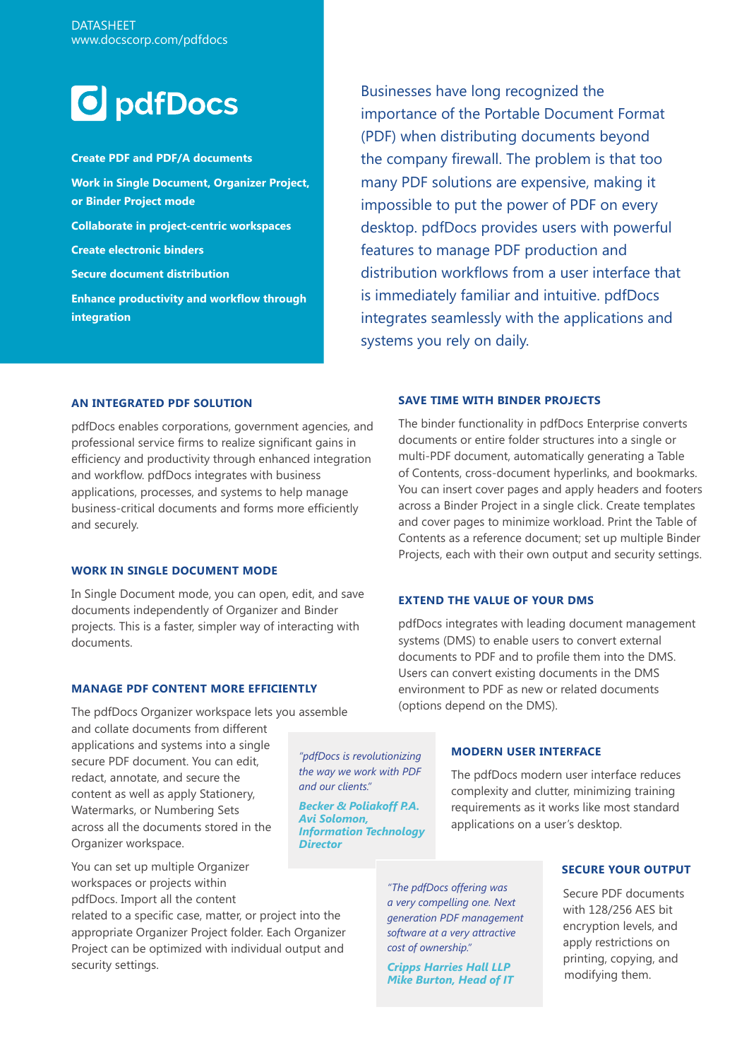DATASHEET
www.docscorp.com/pdfdocs

# pdfDocs

**Create PDF and PDF/A documents**

**Work in Single Document, Organizer Project, or Binder Project mode**

**Collaborate in project-centric workspaces**

**Create electronic binders**

**Secure document distribution**

**Enhance productivity and workflow through integration**

Businesses have long recognized the importance of the Portable Document Format (PDF) when distributing documents beyond the company firewall. The problem is that too many PDF solutions are expensive, making it impossible to put the power of PDF on every desktop. pdfDocs provides users with powerful features to manage PDF production and distribution workflows from a user interface that is immediately familiar and intuitive. pdfDocs integrates seamlessly with the applications and systems you rely on daily.

## AN INTEGRATED PDF SOLUTION

pdfDocs enables corporations, government agencies, and professional service firms to realize significant gains in efficiency and productivity through enhanced integration and workflow. pdfDocs integrates with business applications, processes, and systems to help manage business-critical documents and forms more efficiently and securely.

## WORK IN SINGLE DOCUMENT MODE

In Single Document mode, you can open, edit, and save documents independently of Organizer and Binder projects. This is a faster, simpler way of interacting with documents.

## MANAGE PDF CONTENT MORE EFFICIENTLY

The pdfDocs Organizer workspace lets you assemble and collate documents from different applications and systems into a single secure PDF document. You can edit, redact, annotate, and secure the content as well as apply Stationery, Watermarks, or Numbering Sets across all the documents stored in the Organizer workspace.

You can set up multiple Organizer workspaces or projects within pdfDocs. Import all the content related to a specific case, matter, or project into the appropriate Organizer Project folder. Each Organizer Project can be optimized with individual output and security settings.

## SAVE TIME WITH BINDER PROJECTS

The binder functionality in pdfDocs Enterprise converts documents or entire folder structures into a single or multi-PDF document, automatically generating a Table of Contents, cross-document hyperlinks, and bookmarks. You can insert cover pages and apply headers and footers across a Binder Project in a single click. Create templates and cover pages to minimize workload. Print the Table of Contents as a reference document; set up multiple Binder Projects, each with their own output and security settings.

## EXTEND THE VALUE OF YOUR DMS

pdfDocs integrates with leading document management systems (DMS) to enable users to convert external documents to PDF and to profile them into the DMS. Users can convert existing documents in the DMS environment to PDF as new or related documents (options depend on the DMS).

> *"pdfDocs is revolutionizing the way we work with PDF and our clients."*
>
> ***Becker & Poliakoff P.A. Avi Solomon, Information Technology Director***

## MODERN USER INTERFACE

The pdfDocs modern user interface reduces complexity and clutter, minimizing training requirements as it works like most standard applications on a user's desktop.

> *"The pdfDocs offering was a very compelling one. Next generation PDF management software at a very attractive cost of ownership."*
>
> ***Cripps Harries Hall LLP Mike Burton, Head of IT***

## SECURE YOUR OUTPUT

Secure PDF documents with 128/256 AES bit encryption levels, and apply restrictions on printing, copying, and modifying them.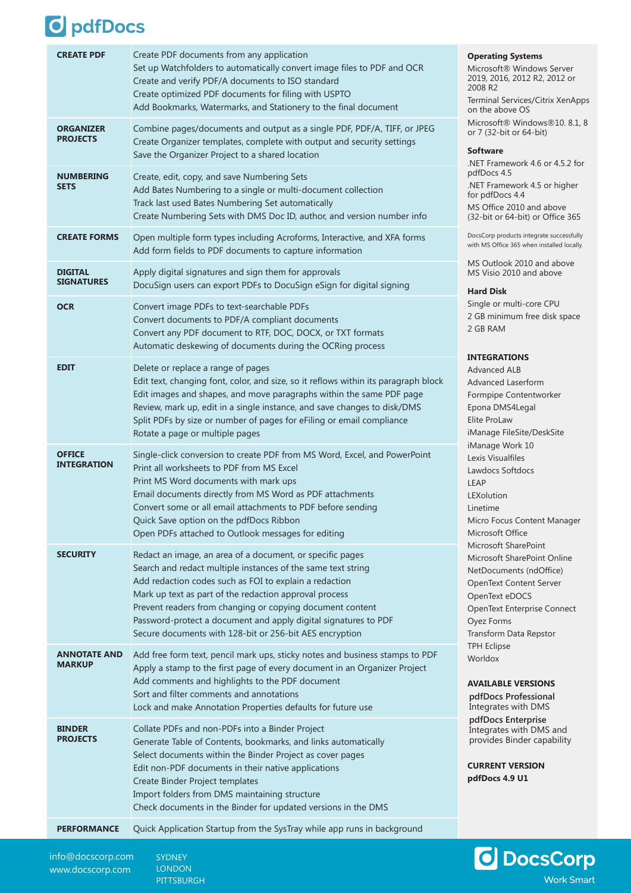# pdfDocs

| | |
|---|---|
| **CREATE PDF** | Create PDF documents from any application<br>Set up Watchfolders to automatically convert image files to PDF and OCR<br>Create and verify PDF/A documents to ISO standard<br>Create optimized PDF documents for filing with USPTO<br>Add Bookmarks, Watermarks, and Stationery to the final document |
| **ORGANIZER PROJECTS** | Combine pages/documents and output as a single PDF, PDF/A, TIFF, or JPEG<br>Create Organizer templates, complete with output and security settings<br>Save the Organizer Project to a shared location |
| **NUMBERING SETS** | Create, edit, copy, and save Numbering Sets<br>Add Bates Numbering to a single or multi-document collection<br>Track last used Bates Numbering Set automatically<br>Create Numbering Sets with DMS Doc ID, author, and version number info |
| **CREATE FORMS** | Open multiple form types including Acroforms, Interactive, and XFA forms<br>Add form fields to PDF documents to capture information |
| **DIGITAL SIGNATURES** | Apply digital signatures and sign them for approvals<br>DocuSign users can export PDFs to DocuSign eSign for digital signing |
| **OCR** | Convert image PDFs to text-searchable PDFs<br>Convert documents to PDF/A compliant documents<br>Convert any PDF document to RTF, DOC, DOCX, or TXT formats<br>Automatic deskewing of documents during the OCRing process |
| **EDIT** | Delete or replace a range of pages<br>Edit text, changing font, color, and size, so it reflows within its paragraph block<br>Edit images and shapes, and move paragraphs within the same PDF page<br>Review, mark up, edit in a single instance, and save changes to disk/DMS<br>Split PDFs by size or number of pages for eFiling or email compliance<br>Rotate a page or multiple pages |
| **OFFICE INTEGRATION** | Single-click conversion to create PDF from MS Word, Excel, and PowerPoint<br>Print all worksheets to PDF from MS Excel<br>Print MS Word documents with mark ups<br>Email documents directly from MS Word as PDF attachments<br>Convert some or all email attachments to PDF before sending<br>Quick Save option on the pdfDocs Ribbon<br>Open PDFs attached to Outlook messages for editing |
| **SECURITY** | Redact an image, an area of a document, or specific pages<br>Search and redact multiple instances of the same text string<br>Add redaction codes such as FOI to explain a redaction<br>Mark up text as part of the redaction approval process<br>Prevent readers from changing or copying document content<br>Password-protect a document and apply digital signatures to PDF<br>Secure documents with 128-bit or 256-bit AES encryption |
| **ANNOTATE AND MARKUP** | Add free form text, pencil mark ups, sticky notes and business stamps to PDF<br>Apply a stamp to the first page of every document in an Organizer Project<br>Add comments and highlights to the PDF document<br>Sort and filter comments and annotations<br>Lock and make Annotation Properties defaults for future use |
| **BINDER PROJECTS** | Collate PDFs and non-PDFs into a Binder Project<br>Generate Table of Contents, bookmarks, and links automatically<br>Select documents within the Binder Project as cover pages<br>Edit non-PDF documents in their native applications<br>Create Binder Project templates<br>Import folders from DMS maintaining structure<br>Check documents in the Binder for updated versions in the DMS |
| **PERFORMANCE** | Quick Application Startup from the SysTray while app runs in background |

**Operating Systems**

Microsoft® Windows Server 2019, 2016, 2012 R2, 2012 or 2008 R2

Terminal Services/Citrix XenApps on the above OS

Microsoft® Windows®10. 8.1, 8 or 7 (32-bit or 64-bit)

**Software**

.NET Framework 4.6 or 4.5.2 for pdfDocs 4.5

.NET Framework 4.5 or higher for pdfDocs 4.4

MS Office 2010 and above (32-bit or 64-bit) or Office 365

DocsCorp products integrate successfully with MS Office 365 when installed locally.

MS Outlook 2010 and above
MS Visio 2010 and above

**Hard Disk**

Single or multi-core CPU
2 GB minimum free disk space
2 GB RAM

**INTEGRATIONS**

Advanced ALB
Advanced Laserform
Formpipe Contentworker
Epona DMS4Legal
Elite ProLaw
iManage FileSite/DeskSite
iManage Work 10
Lexis Visualfiles
Lawdocs Softdocs
LEAP
LEXolution
Linetime
Micro Focus Content Manager
Microsoft Office
Microsoft SharePoint
Microsoft SharePoint Online
NetDocuments (ndOffice)
OpenText Content Server
OpenText eDOCS
OpenText Enterprise Connect
Oyez Forms
Transform Data Repstor
TPH Eclipse
Worldox

**AVAILABLE VERSIONS**

**pdfDocs Professional**
Integrates with DMS

**pdfDocs Enterprise**
Integrates with DMS and provides Binder capability

**CURRENT VERSION**

**pdfDocs 4.9 U1**

info@docscorp.com
www.docscorp.com

SYDNEY
LONDON
PITTSBURGH

DocsCorp
Work Smart